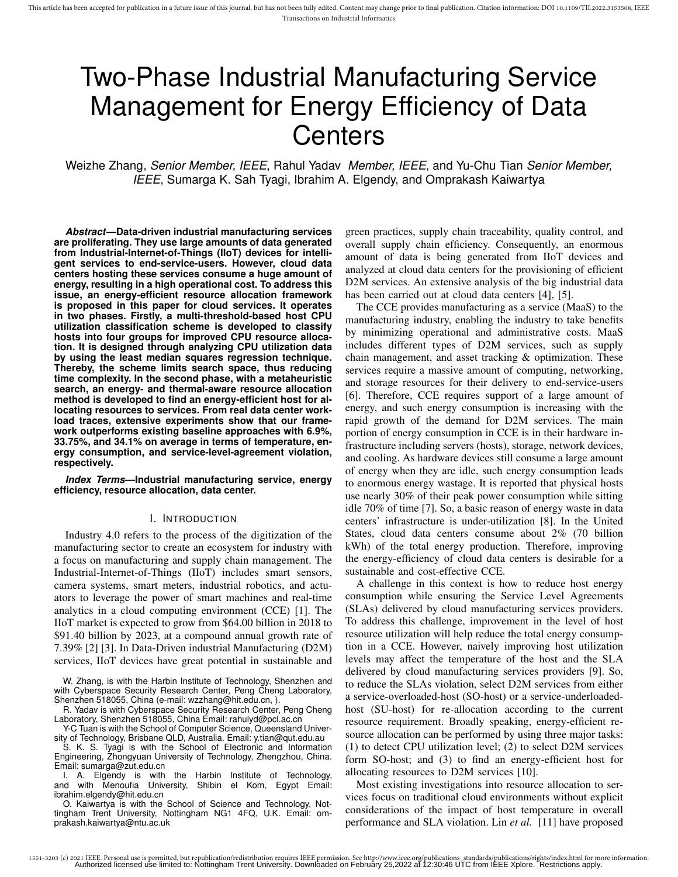# Two-Phase Industrial Manufacturing Service Management for Energy Efficiency of Data Centers

Weizhe Zhang, *Senior Member, IEEE*, Rahul Yadav *Member, IEEE*, and Yu-Chu Tian *Senior Member, IEEE*, Sumarga K. Sah Tyagi, Ibrahim A. Elgendy, and Omprakash Kaiwartya

***Abstract*—Data-driven industrial manufacturing services are proliferating. They use large amounts of data generated from Industrial-Internet-of-Things (IIoT) devices for intelligent services to end-service-users. However, cloud data centers hosting these services consume a huge amount of energy, resulting in a high operational cost. To address this issue, an energy-efficient resource allocation framework is proposed in this paper for cloud services. It operates in two phases. Firstly, a multi-threshold-based host CPU utilization classification scheme is developed to classify hosts into four groups for improved CPU resource allocation. It is designed through analyzing CPU utilization data by using the least median squares regression technique. Thereby, the scheme limits search space, thus reducing time complexity. In the second phase, with a metaheuristic search, an energy- and thermal-aware resource allocation method is developed to find an energy-efficient host for allocating resources to services. From real data center workload traces, extensive experiments show that our framework outperforms existing baseline approaches with 6.9%, 33.75%, and 34.1% on average in terms of temperature, energy consumption, and service-level-agreement violation, respectively.**

***Index Terms*—Industrial manufacturing service, energy efficiency, resource allocation, data center.**

## I. Introduction

Industry 4.0 refers to the process of the digitization of the manufacturing sector to create an ecosystem for industry with a focus on manufacturing and supply chain management. The Industrial-Internet-of-Things (IIoT) includes smart sensors, camera systems, smart meters, industrial robotics, and actuators to leverage the power of smart machines and real-time analytics in a cloud computing environment (CCE) [1]. The IIoT market is expected to grow from $64.00 billion in 2018 to $91.40 billion by 2023, at a compound annual growth rate of 7.39% [2] [3]. In Data-Driven industrial Manufacturing (D2M) services, IIoT devices have great potential in sustainable and green practices, supply chain traceability, quality control, and overall supply chain efficiency. Consequently, an enormous amount of data is being generated from IIoT devices and analyzed at cloud data centers for the provisioning of efficient D2M services. An extensive analysis of the big industrial data has been carried out at cloud data centers [4], [5].

The CCE provides manufacturing as a service (MaaS) to the manufacturing industry, enabling the industry to take benefits by minimizing operational and administrative costs. MaaS includes different types of D2M services, such as supply chain management, and asset tracking & optimization. These services require a massive amount of computing, networking, and storage resources for their delivery to end-service-users [6]. Therefore, CCE requires support of a large amount of energy, and such energy consumption is increasing with the rapid growth of the demand for D2M services. The main portion of energy consumption in CCE is in their hardware infrastructure including servers (hosts), storage, network devices, and cooling. As hardware devices still consume a large amount of energy when they are idle, such energy consumption leads to enormous energy wastage. It is reported that physical hosts use nearly 30% of their peak power consumption while sitting idle 70% of time [7]. So, a basic reason of energy waste in data centers' infrastructure is under-utilization [8]. In the United States, cloud data centers consume about 2% (70 billion kWh) of the total energy production. Therefore, improving the energy-efficiency of cloud data centers is desirable for a sustainable and cost-effective CCE.

A challenge in this context is how to reduce host energy consumption while ensuring the Service Level Agreements (SLAs) delivered by cloud manufacturing services providers. To address this challenge, improvement in the level of host resource utilization will help reduce the total energy consumption in a CCE. However, naively improving host utilization levels may affect the temperature of the host and the SLA delivered by cloud manufacturing services providers [9]. So, to reduce the SLAs violation, select D2M services from either a service-overloaded-host (SO-host) or a service-underloaded-host (SU-host) for re-allocation according to the current resource requirement. Broadly speaking, energy-efficient resource allocation can be performed by using three major tasks: (1) to detect CPU utilization level; (2) to select D2M services form SO-host; and (3) to find an energy-efficient host for allocating resources to D2M services [10].

Most existing investigations into resource allocation to services focus on traditional cloud environments without explicit considerations of the impact of host temperature in overall performance and SLA violation. Lin *et al.* [11] have proposed

W. Zhang, is with the Harbin Institute of Technology, Shenzhen and with Cyberspace Security Research Center, Peng Cheng Laboratory, Shenzhen 518055, China (e-mail: wzzhang@hit.edu.cn, ).

R. Yadav is with Cyberspace Security Research Center, Peng Cheng Laboratory, Shenzhen 518055, China Email: rahulyd@pcl.ac.cn

Y-C Tuan is with the School of Computer Science, Queensland University of Technology, Brisbane QLD, Australia. Email: y.tian@qut.edu.au

S. K. S. Tyagi is with the School of Electronic and Information Engineering, Zhongyuan University of Technology, Zhengzhou, China. Email: sumarga@zut.edu.cn

I. A. Elgendy is with the Harbin Institute of Technology, and with Menoufia University, Shibin el Kom, Egypt Email: ibrahim.elgendy@hit.edu.cn

O. Kaiwartya is with the School of Science and Technology, Nottingham Trent University, Nottingham NG1 4FQ, U.K. Email: omprakash.kaiwartya@ntu.ac.uk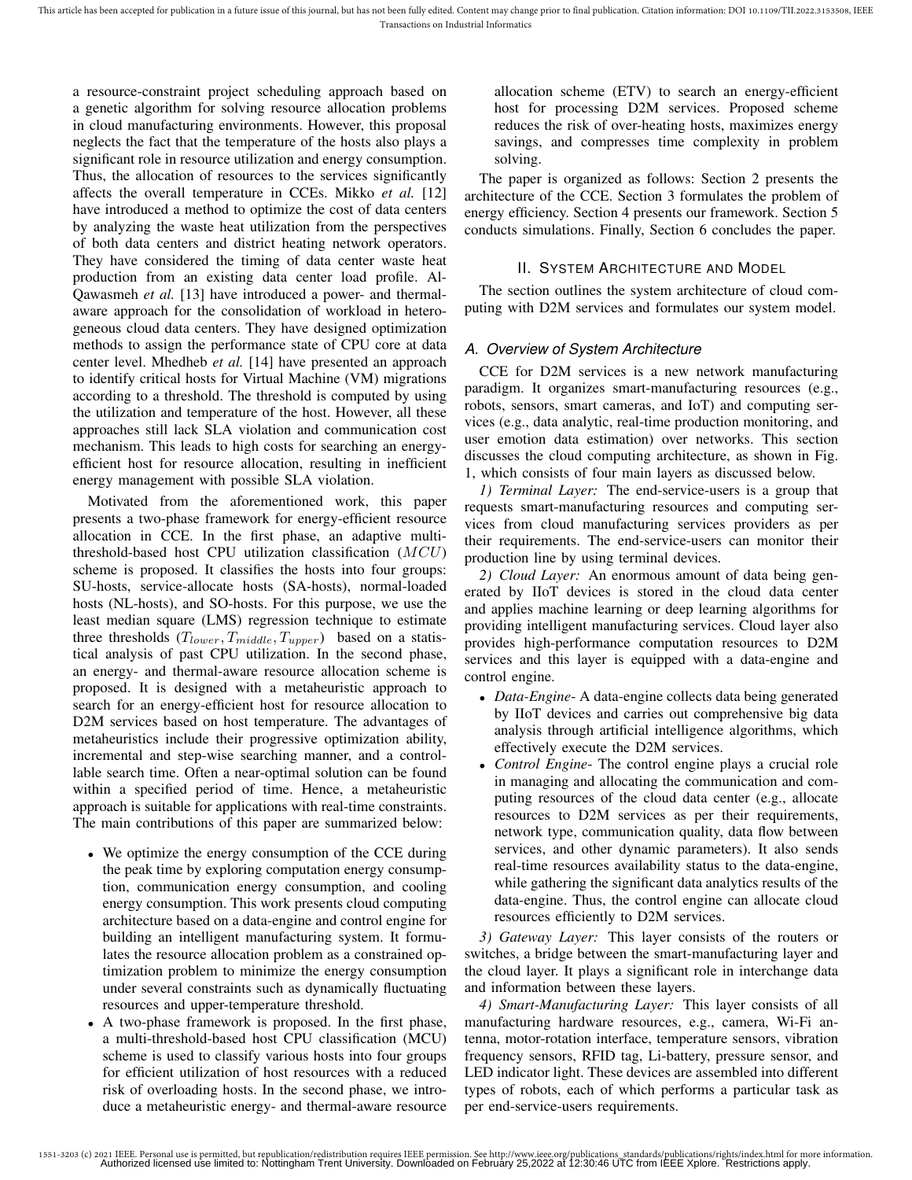a resource-constraint project scheduling approach based on a genetic algorithm for solving resource allocation problems in cloud manufacturing environments. However, this proposal neglects the fact that the temperature of the hosts also plays a significant role in resource utilization and energy consumption. Thus, the allocation of resources to the services significantly affects the overall temperature in CCEs. Mikko *et al.* [12] have introduced a method to optimize the cost of data centers by analyzing the waste heat utilization from the perspectives of both data centers and district heating network operators. They have considered the timing of data center waste heat production from an existing data center load profile. Al-Qawasmeh *et al.* [13] have introduced a power- and thermal-aware approach for the consolidation of workload in heterogeneous cloud data centers. They have designed optimization methods to assign the performance state of CPU core at data center level. Mhedheb *et al.* [14] have presented an approach to identify critical hosts for Virtual Machine (VM) migrations according to a threshold. The threshold is computed by using the utilization and temperature of the host. However, all these approaches still lack SLA violation and communication cost mechanism. This leads to high costs for searching an energy-efficient host for resource allocation, resulting in inefficient energy management with possible SLA violation.

Motivated from the aforementioned work, this paper presents a two-phase framework for energy-efficient resource allocation in CCE. In the first phase, an adaptive multi-threshold-based host CPU utilization classification ($MCU$) scheme is proposed. It classifies the hosts into four groups: SU-hosts, service-allocate hosts (SA-hosts), normal-loaded hosts (NL-hosts), and SO-hosts. For this purpose, we use the least median square (LMS) regression technique to estimate three thresholds ($T_{lower}, T_{middle}, T_{upper}$) based on a statistical analysis of past CPU utilization. In the second phase, an energy- and thermal-aware resource allocation scheme is proposed. It is designed with a metaheuristic approach to search for an energy-efficient host for resource allocation to D2M services based on host temperature. The advantages of metaheuristics include their progressive optimization ability, incremental and step-wise searching manner, and a controllable search time. Often a near-optimal solution can be found within a specified period of time. Hence, a metaheuristic approach is suitable for applications with real-time constraints. The main contributions of this paper are summarized below:

- We optimize the energy consumption of the CCE during the peak time by exploring computation energy consumption, communication energy consumption, and cooling energy consumption. This work presents cloud computing architecture based on a data-engine and control engine for building an intelligent manufacturing system. It formulates the resource allocation problem as a constrained optimization problem to minimize the energy consumption under several constraints such as dynamically fluctuating resources and upper-temperature threshold.
- A two-phase framework is proposed. In the first phase, a multi-threshold-based host CPU utilization classification (MCU) scheme is used to classify various hosts into four groups for efficient utilization of host resources with a reduced risk of overloading hosts. In the second phase, we introduce a metaheuristic energy- and thermal-aware resource allocation scheme (ETV) to search an energy-efficient host for processing D2M services. Proposed scheme reduces the risk of over-heating hosts, maximizes energy savings, and compresses time complexity in problem solving.

The paper is organized as follows: Section 2 presents the architecture of the CCE. Section 3 formulates the problem of energy efficiency. Section 4 presents our framework. Section 5 conducts simulations. Finally, Section 6 concludes the paper.

## II. System Architecture and Model

The section outlines the system architecture of cloud computing with D2M services and formulates our system model.

### A. Overview of System Architecture

CCE for D2M services is a new network manufacturing paradigm. It organizes smart-manufacturing resources (e.g., robots, sensors, smart cameras, and IoT) and computing services (e.g., data analytic, real-time production monitoring, and user emotion data estimation) over networks. This section discusses the cloud computing architecture, as shown in Fig. 1, which consists of four main layers as discussed below.

*1) Terminal Layer:* The end-service-users is a group that requests smart-manufacturing resources and computing services from cloud manufacturing services providers as per their requirements. The end-service-users can monitor their production line by using terminal devices.

*2) Cloud Layer:* An enormous amount of data being generated by IIoT devices is stored in the cloud data center and applies machine learning or deep learning algorithms for providing intelligent manufacturing services. Cloud layer also provides high-performance computation resources to D2M services and this layer is equipped with a data-engine and control engine.

- *Data-Engine-* A data-engine collects data being generated by IIoT devices and carries out comprehensive big data analysis through artificial intelligence algorithms, which effectively execute the D2M services.
- *Control Engine-* The control engine plays a crucial role in managing and allocating the communication and computing resources of the cloud data center (e.g., allocate resources to D2M services as per their requirements, network type, communication quality, data flow between services, and other dynamic parameters). It also sends real-time resources availability status to the data-engine, while gathering the significant data analytics results of the data-engine. Thus, the control engine can allocate cloud resources efficiently to D2M services.

*3) Gateway Layer:* This layer consists of the routers or switches, a bridge between the smart-manufacturing layer and the cloud layer. It plays a significant role in interchange data and information between these layers.

*4) Smart-Manufacturing Layer:* This layer consists of all manufacturing hardware resources, e.g., camera, Wi-Fi antenna, motor-rotation interface, temperature sensors, vibration frequency sensors, RFID tag, Li-battery, pressure sensor, and LED indicator light. These devices are assembled into different types of robots, each of which performs a particular task as per end-service-users requirements.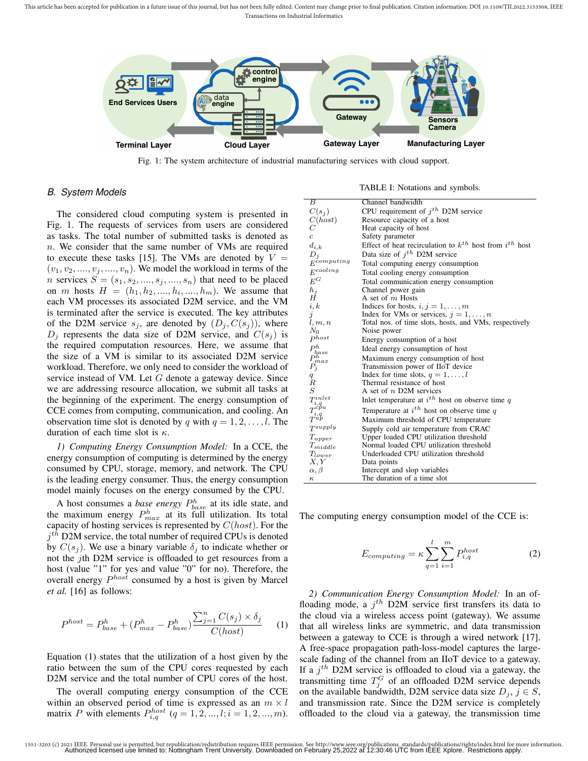Fig. 1: The system architecture of industrial manufacturing services with cloud support.

### B. System Models

The considered cloud computing system is presented in Fig. 1. The requests of services from users are considered as tasks. The total number of submitted tasks is denoted as $n$. We consider that the same number of VMs are required to execute these tasks [15]. The VMs are denoted by $V = (v_1, v_2, ...., v_j, ...., v_n)$. We model the workload in terms of the $n$ services $S = (s_1, s_2, ...., s_j, ...., s_n)$ that need to be placed on $m$ hosts $H = (h_1, h_2, ...., h_i, ...., h_m)$. We assume that each VM processes its associated D2M service, and the VM is terminated after the service is executed. The key attributes of the D2M service $s_j$, are denoted by $(D_j, C(s_j))$, where $D_j$ represents the data size of D2M service, and $C(s_j)$ is the required computation resources. Here, we assume that the size of a VM is similar to its associated D2M service workload. Therefore, we only need to consider the workload of service instead of VM. Let $G$ denote a gateway device. Since we are addressing resource allocation, we submit all tasks at the beginning of the experiment. The energy consumption of CCE comes from computing, communication, and cooling. An observation time slot is denoted by $q$ with $q = 1, 2, \ldots, l$. The duration of each time slot is $\kappa$.

*1) Computing Energy Consumption Model:* In a CCE, the energy consumption of computing is determined by the energy consumed by CPU, storage, memory, and network. The CPU is the leading energy consumer. Thus, the energy consumption model mainly focuses on the energy consumed by the CPU.

A host consumes a *base energy* $P^h_{base}$ at its idle state, and the maximum energy $P^h_{max}$ at its full utilization. Its total capacity of hosting services is represented by $C(host)$. For the $j^{th}$ D2M service, the total number of required CPUs is denoted by $C(s_j)$. We use a binary variable $\delta_j$ to indicate whether or not the $j$th D2M service is offloaded to get resources from a host (value "1" for yes and value "0" for no). Therefore, the overall energy $P^{host}$ consumed by a host is given by Marcel *et al.* [16] as follows:

$$P^{host} = P^h_{base} + (P^h_{max} - P^h_{base}) \frac{\sum_{j=1}^{n} C(s_j) \times \delta_j}{C(host)} \tag{1}$$

Equation (1) states that the utilization of a host given by the ratio between the sum of the CPU cores requested by each D2M service and the total number of CPU cores of the host.

The overall computing energy consumption of the CCE within an observed period of time is expressed as an $m \times l$ matrix $P$ with elements $P^{host}_{i,q}$ $(q = 1, 2, ..., l; i = 1, 2, ..., m)$.

TABLE I: Notations and symbols.

| Symbol | Description |
|---|---|
| $B$ | Channel bandwidth |
| $C(s_j)$ | CPU requirement of $j^{th}$ D2M service |
| $C(host)$ | Resource capacity of a host |
| $C$ | Heat capacity of host |
| $c$ | Safety parameter |
| $d_{i,k}$ | Effect of heat recirculation to $k^{th}$ host from $i^{th}$ host |
| $D_j$ | Data size of $j^{th}$ D2M service |
| $E^{computing}$ | Total computing energy consumption |
| $E^{cooling}$ | Total cooling energy consumption |
| $E^G$ | Total communication energy consumption |
| $h_j$ | Channel power gain |
| $H$ | A set of $m$ Hosts |
| $i, k$ | Indices for hosts, $i, j = 1, \ldots, m$ |
| $j$ | Index for VMs or services, $j = 1, \ldots, n$ |
| $l, m, n$ | Total nos. of time slots, hosts, and VMs, respectively |
| $N_0$ | Noise power |
| $P^{host}$ | Energy consumption of a host |
| $P^h_{base}$ | Ideal energy consumption of host |
| $P^h_{max}$ | Maximum energy consumption of host |
| $P_j$ | Transmission power of IIoT device |
| $q$ | Index for time slots, $q = 1, \ldots, l$ |
| $R$ | Thermal resistance of host |
| $S$ | A set of $n$ D2M services |
| $T^{inlet}_{i,q}$ | Inlet temperature at $i^{th}$ host on observe time $q$ |
| $T^{cpu}_{i,q}$ | Temperature at $i^{th}$ host on observe time $q$ |
| $T^{up}$ | Maximum threshold of CPU temperature |
| $T^{supply}$ | Supply cold air temperature from CRAC |
| $T_{upper}$ | Upper loaded CPU utilization threshold |
| $T_{middle}$ | Normal loaded CPU utilization threshold |
| $T_{lower}$ | Underloaded CPU utilization threshold |
| $X, Y$ | Data points |
| $\alpha, \beta$ | Intercept and slop variables |
| $\kappa$ | The duration of a time slot |

The computing energy consumption model of the CCE is:

$$E_{computing} = \kappa \sum_{q=1}^{l} \sum_{i=1}^{m} P^{host}_{i,q} \tag{2}$$

*2) Communication Energy Consumption Model:* In an offloading mode, a $j^{th}$ D2M service first transfers its data to the cloud via a wireless access point (gateway). We assume that all wireless links are symmetric, and data transmission between a gateway to CCE is through a wired network [17]. A free-space propagation path-loss-model captures the large-scale fading of the channel from an IIoT device to a gateway. If a $j^{th}$ D2M service is offloaded to cloud via a gateway, the transmitting time $T^G_j$ of an offloaded D2M service depends on the available bandwidth, D2M service data size $D_j$, $j \in S$, and transmission rate. Since the D2M service is completely offloaded to the cloud via a gateway, the transmission time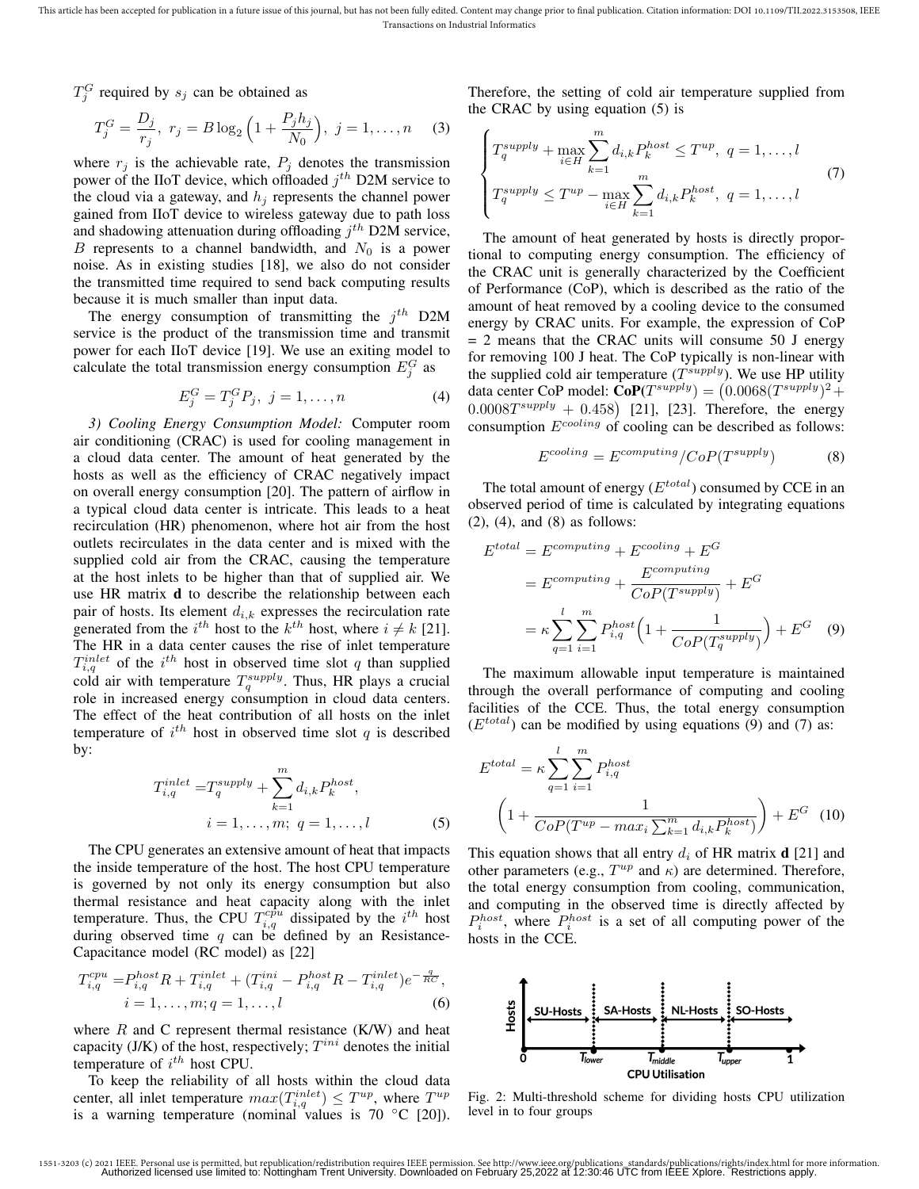$T_j^G$ required by $s_j$ can be obtained as

$$T_j^G = \frac{D_j}{r_j},\ r_j = B\log_2\Big(1+\frac{P_j h_j}{N_0}\Big),\ j=1,\ldots,n \quad (3)$$

where $r_j$ is the achievable rate, $P_j$ denotes the transmission power of the IIoT device, which offloaded $j^{th}$ D2M service to the cloud via a gateway, and $h_j$ represents the channel power gained from IIoT device to wireless gateway due to path loss and shadowing attenuation during offloading $j^{th}$ D2M service, $B$ represents to a channel bandwidth, and $N_0$ is a power noise. As in existing studies [18], we also do not consider the transmitted time required to send back computing results because it is much smaller than input data.

The energy consumption of transmitting the $j^{th}$ D2M service is the product of the transmission time and transmit power for each IIoT device [19]. We use an exiting model to calculate the total transmission energy consumption $E_j^G$ as

$$E_j^G = T_j^G P_j,\ j=1,\ldots,n \quad (4)$$

*3) Cooling Energy Consumption Model:* Computer room air conditioning (CRAC) is used for cooling management in a cloud data center. The amount of heat generated by the hosts as well as the efficiency of CRAC negatively impact on overall energy consumption [20]. The pattern of airflow in a typical cloud data center is intricate. This leads to a heat recirculation (HR) phenomenon, where hot air from the host outlets recirculates in the data center and is mixed with the supplied cold air from the CRAC, causing the temperature at the host inlets to be higher than that of supplied air. We use HR matrix **d** to describe the relationship between each pair of hosts. Its element $d_{i,k}$ expresses the recirculation rate generated from the $i^{th}$ host to the $k^{th}$ host, where $i \neq k$ [21]. The HR in a data center causes the rise of inlet temperature $T_{i,q}^{inlet}$ of the $i^{th}$ host in observed time slot $q$ than supplied cold air with temperature $T_q^{supply}$. Thus, HR plays a crucial role in increased energy consumption in cloud data centers. The effect of the heat contribution of all hosts on the inlet temperature of $i^{th}$ host in observed time slot $q$ is described by:

$$\begin{aligned} T_{i,q}^{inlet} =& T_q^{supply} + \sum_{k=1}^{m} d_{i,k} P_k^{host}, \\ & i=1,\ldots,m;\ q=1,\ldots,l \end{aligned} \quad (5)$$

The CPU generates an extensive amount of heat that impacts the inside temperature of the host. The host CPU temperature is governed by not only its energy consumption but also thermal resistance and heat capacity along with the inlet temperature. Thus, the CPU $T_{i,q}^{cpu}$ dissipated by the $i^{th}$ host during observed time $q$ can be defined by an Resistance-Capacitance model (RC model) as [22]

$$\begin{aligned} T_{i,q}^{cpu} =& P_{i,q}^{host}R + T_{i,q}^{inlet} + (T_{i,q}^{ini} - P_{i,q}^{host}R - T_{i,q}^{inlet})e^{-\frac{q}{RC}}, \\ & i=1,\ldots,m; q=1,\ldots,l \end{aligned} \quad (6)$$

where $R$ and C represent thermal resistance (K/W) and heat capacity (J/K) of the host, respectively; $T^{ini}$ denotes the initial temperature of $i^{th}$ host CPU.

To keep the reliability of all hosts within the cloud data center, all inlet temperature $max(T_{i,q}^{inlet}) \leq T^{up}$, where $T^{up}$ is a warning temperature (nominal values is 70 °C [20]). Therefore, the setting of cold air temperature supplied from the CRAC by using equation (5) is

$$\begin{cases} T_q^{supply} + \max\limits_{i\in H} \sum\limits_{k=1}^{m} d_{i,k}P_k^{host} \leq T^{up},\ q=1,\ldots,l \\ T_q^{supply} \leq T^{up} - \max\limits_{i\in H} \sum\limits_{k=1}^{m} d_{i,k}P_k^{host},\ q=1,\ldots,l \end{cases} \quad (7)$$

The amount of heat generated by hosts is directly proportional to computing energy consumption. The efficiency of the CRAC unit is generally characterized by the Coefficient of Performance (CoP), which is described as the ratio of the amount of heat removed by a cooling device to the consumed energy by CRAC units. For example, the expression of CoP = 2 means that the CRAC units will consume 50 J energy for removing 100 J heat. The CoP typically is non-linear with the supplied cold air temperature ($T^{supply}$). We use HP utility data center CoP model: $\mathbf{CoP}(T^{supply}) = \big(0.0068(T^{supply})^2 + 0.0008T^{supply} + 0.458\big)$ [21], [23]. Therefore, the energy consumption $E^{cooling}$ of cooling can be described as follows:

$$E^{cooling} = E^{computing}/CoP(T^{supply}) \quad (8)$$

The total amount of energy ($E^{total}$) consumed by CCE in an observed period of time is calculated by integrating equations (2), (4), and (8) as follows:

$$\begin{aligned} E^{total} &= E^{computing} + E^{cooling} + E^G \\ &= E^{computing} + \frac{E^{computing}}{CoP(T^{supply})} + E^G \\ &= \kappa \sum_{q=1}^{l}\sum_{i=1}^{m} P_{i,q}^{host}\Big(1 + \frac{1}{CoP(T_q^{supply})}\Big) + E^G \end{aligned} \quad (9)$$

The maximum allowable input temperature is maintained through the overall performance of computing and cooling facilities of the CCE. Thus, the total energy consumption ($E^{total}$) can be modified by using equations (9) and (7) as:

$$\begin{aligned} E^{total} =& \kappa \sum_{q=1}^{l}\sum_{i=1}^{m} P_{i,q}^{host} \\ & \Big(1 + \frac{1}{CoP(T^{up} - max_i \sum_{k=1}^{m} d_{i,k}P_k^{host})}\Big) + E^G \end{aligned} \quad (10)$$

This equation shows that all entry $d_i$ of HR matrix **d** [21] and other parameters (e.g., $T^{up}$ and $\kappa$) are determined. Therefore, the total energy consumption from cooling, communication, and computing in the observed time is directly affected by $P_i^{host}$, where $P_i^{host}$ is a set of all computing power of the hosts in the CCE.

Fig. 2: Multi-threshold scheme for dividing hosts CPU utilization level in to four groups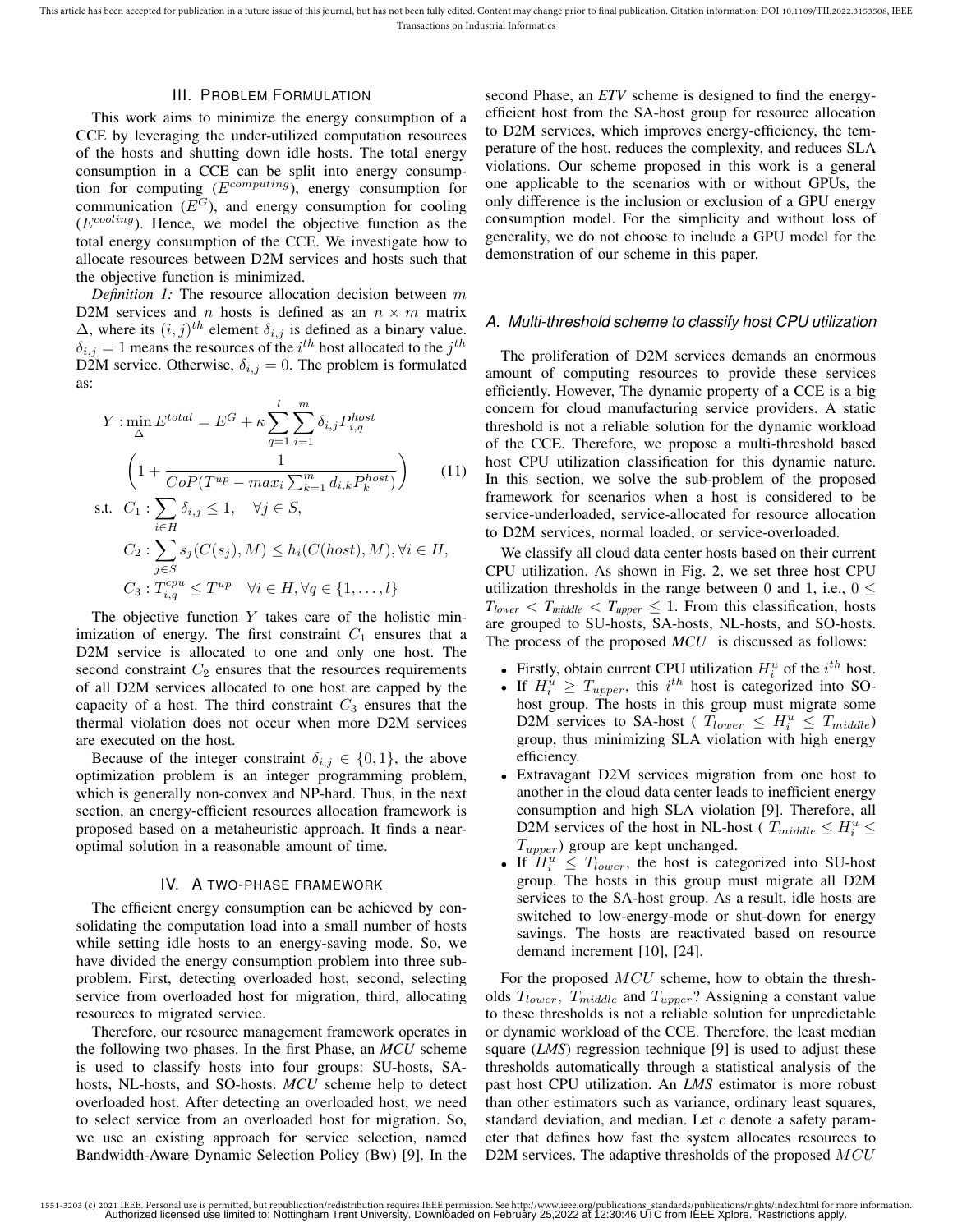## III. Problem Formulation

This work aims to minimize the energy consumption of a CCE by leveraging the under-utilized computation resources of the hosts and shutting down idle hosts. The total energy consumption in a CCE can be split into energy consumption for computing ($E^{computing}$), energy consumption for communication ($E^{G}$), and energy consumption for cooling ($E^{cooling}$). Hence, we model the objective function as the total energy consumption of the CCE. We investigate how to allocate resources between D2M services and hosts such that the objective function is minimized.

*Definition 1:* The resource allocation decision between $m$ D2M services and $n$ hosts is defined as an $n \times m$ matrix $\Delta$, where its $(i,j)^{th}$ element $\delta_{i,j}$ is defined as a binary value. $\delta_{i,j} = 1$ means the resources of the $i^{th}$ host allocated to the $j^{th}$ D2M service. Otherwise, $\delta_{i,j} = 0$. The problem is formulated as:

$$
\begin{aligned}
Y : \min_{\Delta} E^{total} = E^{G} + \kappa \sum_{q=1}^{l} \sum_{i=1}^{m} \delta_{i,j} P_{i,q}^{host} \\
\left(1 + \frac{1}{CoP(T^{up} - max_i \sum_{k=1}^{m} d_{i,k} P_k^{host})}\right) \quad (11)\\
\text{s.t.} \quad C_1 : \sum_{i \in H} \delta_{i,j} \leq 1, \quad \forall j \in S, \\
C_2 : \sum_{j \in S} s_j(C(s_j), M) \leq h_i(C(host), M), \forall i \in H, \\
C_3 : T_{i,q}^{cpu} \leq T^{up} \quad \forall i \in H, \forall q \in \{1, \ldots, l\}
\end{aligned}
$$

The objective function $Y$ takes care of the holistic minimization of energy. The first constraint $C_1$ ensures that a D2M service is allocated to one and only one host. The second constraint $C_2$ ensures that the resources requirements of all D2M services allocated to one host are capped by the capacity of a host. The third constraint $C_3$ ensures that the thermal violation does not occur when more D2M services are executed on the host.

Because of the integer constraint $\delta_{i,j} \in \{0, 1\}$, the above optimization problem is an integer programming problem, which is generally non-convex and NP-hard. Thus, in the next section, an energy-efficient resources allocation framework is proposed based on a metaheuristic approach. It finds a near-optimal solution in a reasonable amount of time.

## IV. A two-phase framework

The efficient energy consumption can be achieved by consolidating the computation load into a small number of hosts while setting idle hosts to an energy-saving mode. So, we have divided the energy consumption problem into three sub-problem. First, detecting overloaded host, second, selecting service from overloaded host for migration, third, allocating resources to migrated service.

Therefore, our resource management framework operates in the following two phases. In the first Phase, an *MCU* scheme is used to classify hosts into four groups: SU-hosts, SA-hosts, NL-hosts, and SO-hosts. *MCU* scheme help to detect overloaded host. After detecting an overloaded host, we need to select service from an overloaded host for migration. So, we use an existing approach for service selection, named Bandwidth-Aware Dynamic Selection Policy (Bw) [9]. In the second Phase, an *ETV* scheme is designed to find the energy-efficient host from the SA-host group for resource allocation to D2M services, which improves energy-efficiency, the temperature of the host, reduces the complexity, and reduces SLA violations. Our scheme proposed in this work is a general one applicable to the scenarios with or without GPUs, the only difference is the inclusion or exclusion of a GPU energy consumption model. For the simplicity and without loss of generality, we do not choose to include a GPU model for the demonstration of our scheme in this paper.

### A. Multi-threshold scheme to classify host CPU utilization

The proliferation of D2M services demands an enormous amount of computing resources to provide these services efficiently. However, The dynamic property of a CCE is a big concern for cloud manufacturing service providers. A static threshold is not a reliable solution for the dynamic workload of the CCE. Therefore, we propose a multi-threshold based host CPU utilization classification for this dynamic nature. In this section, we solve the sub-problem of the proposed framework for scenarios when a host is considered to be service-underloaded, service-allocated for resource allocation to D2M services, normal loaded, or service-overloaded.

We classify all cloud data center hosts based on their current CPU utilization. As shown in Fig. 2, we set three host CPU utilization thresholds in the range between 0 and 1, i.e., $0 \leq \boldsymbol{T_{lower}} < \boldsymbol{T_{middle}} < \boldsymbol{T_{upper}} \leq 1$. From this classification, hosts are grouped to SU-hosts, SA-hosts, NL-hosts, and SO-hosts. The process of the proposed *MCU* is discussed as follows:

- Firstly, obtain current CPU utilization $H_i^u$ of the $i^{th}$ host.
- If $H_i^u \geq T_{upper}$, this $i^{th}$ host is categorized into SO-host group. The hosts in this group must migrate some D2M services to SA-host ( $T_{lower} \leq H_i^u \leq T_{middle}$) group, thus minimizing SLA violation with high energy efficiency.
- Extravagant D2M services migration from one host to another in the cloud data center leads to inefficient energy consumption and high SLA violation [9]. Therefore, all D2M services of the host in NL-host ( $T_{middle} \leq H_i^u \leq T_{upper}$) group are kept unchanged.
- If $H_i^u \leq T_{lower}$, the host is categorized into SU-host group. The hosts in this group must migrate all D2M services to the SA-host group. As a result, idle hosts are switched to low-energy-mode or shut-down for energy savings. The hosts are reactivated based on resource demand increment [10], [24].

For the proposed $MCU$ scheme, how to obtain the thresholds $T_{lower}$, $T_{middle}$ and $T_{upper}$? Assigning a constant value to these thresholds is not a reliable solution for unpredictable or dynamic workload of the CCE. Therefore, the least median square (*LMS*) regression technique [9] is used to adjust these thresholds automatically through a statistical analysis of the past host CPU utilization. An *LMS* estimator is more robust than other estimators such as variance, ordinary least squares, standard deviation, and median. Let $c$ denote a safety parameter that defines how fast the system allocates resources to D2M services. The adaptive thresholds of the proposed $MCU$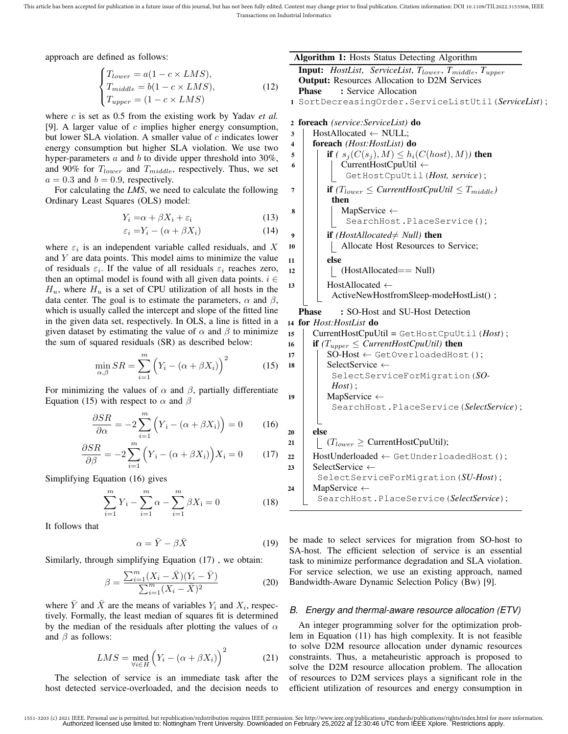approach are defined as follows:

$$\begin{cases} T_{lower} = a(1 - c \times LMS), \\ T_{middle} = b(1 - c \times LMS), \\ T_{upper} = (1 - c \times LMS) \end{cases} \tag{12}$$

where $c$ is set as 0.5 from the existing work by Yadav *et al.* [9]. A larger value of $c$ implies higher energy consumption, but lower SLA violation. A smaller value of $c$ indicates lower energy consumption but higher SLA violation. We use two hyper-parameters $a$ and $b$ to divide upper threshold into 30%, and 90% for $T_{lower}$ and $T_{middle}$, respectively. Thus, we set $a = 0.3$ and $b = 0.9$, respectively.

For calculating the ***LMS***, we need to calculate the following Ordinary Least Squares (OLS) model:

$$Y_i = \alpha + \beta X_i + \varepsilon_i \tag{13}$$

$$\varepsilon_i = Y_i - (\alpha + \beta X_i) \tag{14}$$

where $\varepsilon_i$ is an independent variable called residuals, and $X$ and $Y$ are data points. This model aims to minimize the value of residuals $\varepsilon_i$. If the value of all residuals $\varepsilon_i$ reaches zero, then an optimal model is found with all given data points. $i \in H_u$, where $H_u$ is a set of CPU utilization of all hosts in the data center. The goal is to estimate the parameters, $\alpha$ and $\beta$, which is usually called the intercept and slope of the fitted line in the given data set, respectively. In OLS, a line is fitted in a given dataset by estimating the value of $\alpha$ and $\beta$ to minimize the sum of squared residuals (SR) as described below:

$$\min_{\alpha,\beta} SR = \sum_{i=1}^{m} \Big(Y_i - (\alpha + \beta X_i)\Big)^2 \tag{15}$$

For minimizing the values of $\alpha$ and $\beta$, partially differentiate Equation (15) with respect to $\alpha$ and $\beta$

$$\frac{\partial SR}{\partial \alpha} = -2\sum_{i=1}^{m} \Big(Y_i - (\alpha + \beta X_i)\Big) = 0 \tag{16}$$

$$\frac{\partial SR}{\partial \beta} = -2\sum_{i=1}^{m} \Big(Y_i - (\alpha + \beta X_i)\Big)X_i = 0 \tag{17}$$

Simplifying Equation (16) gives

$$\sum_{i=1}^{m} Y_i - \sum_{i=1}^{m} \alpha - \sum_{i=1}^{m} \beta X_i = 0 \tag{18}$$

It follows that

$$\alpha = \bar{Y} - \beta\bar{X} \tag{19}$$

Similarly, through simplifying Equation (17) , we obtain:

$$\beta = \frac{\sum_{i=1}^{m}(X_i - \bar{X})(Y_i - \bar{Y})}{\sum_{i=1}^{m}(X_i - \bar{X})^2} \tag{20}$$

where $\bar{Y}$ and $\bar{X}$ are the means of variables $Y_i$ and $X_i$, respectively. Formally, the least median of squares fit is determined by the median of the residuals after plotting the values of $\alpha$ and $\beta$ as follows:

$$LMS = \operatorname*{med}_{\forall i \in H} \Big(Y_i - (\alpha + \beta X_i)\Big)^2 \tag{21}$$

The selection of service is an immediate task after the host detected service-overloaded, and the decision needs to be made to select services for migration from SO-host to SA-host. The efficient selection of service is an essential task to minimize performance degradation and SLA violation. For service selection, we use an existing approach, named Bandwidth-Aware Dynamic Selection Policy (Bw) [9].

**Algorithm 1:** Hosts Status Detecting Algorithm

```
Input: HostList, ServiceList, T_lower, T_middle, T_upper
Output: Resources Allocation to D2M Services
Phase : Service Allocation
1  SortDecreasingOrder.ServiceListUtil(ServiceList);
2  foreach (service:ServiceList) do
3      HostAllocated ← NULL;
4      foreach (Host:HostList) do
5          if ( s_j(C(s_j), M) ≤ h_i(C(host), M)) then
6              CurrentHostCpuUtil ← GetHostCpuUtil(Host, service);
7          if (T_lower ≤ CurrentHostCpuUtil ≤ T_middle) then
8              MapService ← SearchHost.PlaceService();
9          if (HostAllocated≠ Null) then
10             Allocate Host Resources to Service;
11         else
12             (HostAllocated== Null)
13         HostAllocated ← ActiveNewHostfromSleep-modeHostList() ;
Phase : SO-Host and SU-Host Detection
14 for Host:HostList do
15     CurrentHostCpuUtil = GetHostCpuUtil(Host);
16     if (T_upper ≤ CurrentHostCpuUtil) then
17         SO-Host ← GetOverloadedHost();
18         SelectService ← SelectServiceForMigration(SO-Host);
19         MapService ← SearchHost.PlaceService(SelectService);
20     else
21         (T_lower ≥ CurrentHostCpuUtil);
22     HostUnderloaded ← GetUnderloadedHost();
23     SelectService ← SelectServiceForMigration(SU-Host);
24     MapService ← SearchHost.PlaceService(SelectService);
```

### B. Energy and thermal-aware resource allocation (ETV)

An integer programming solver for the optimization problem in Equation (11) has high complexity. It is not feasible to solve D2M resource allocation under dynamic resources constraints. Thus, a metaheuristic approach is proposed to solve the D2M resource allocation problem. The allocation of resources to D2M services plays a significant role in the efficient utilization of resources and energy consumption in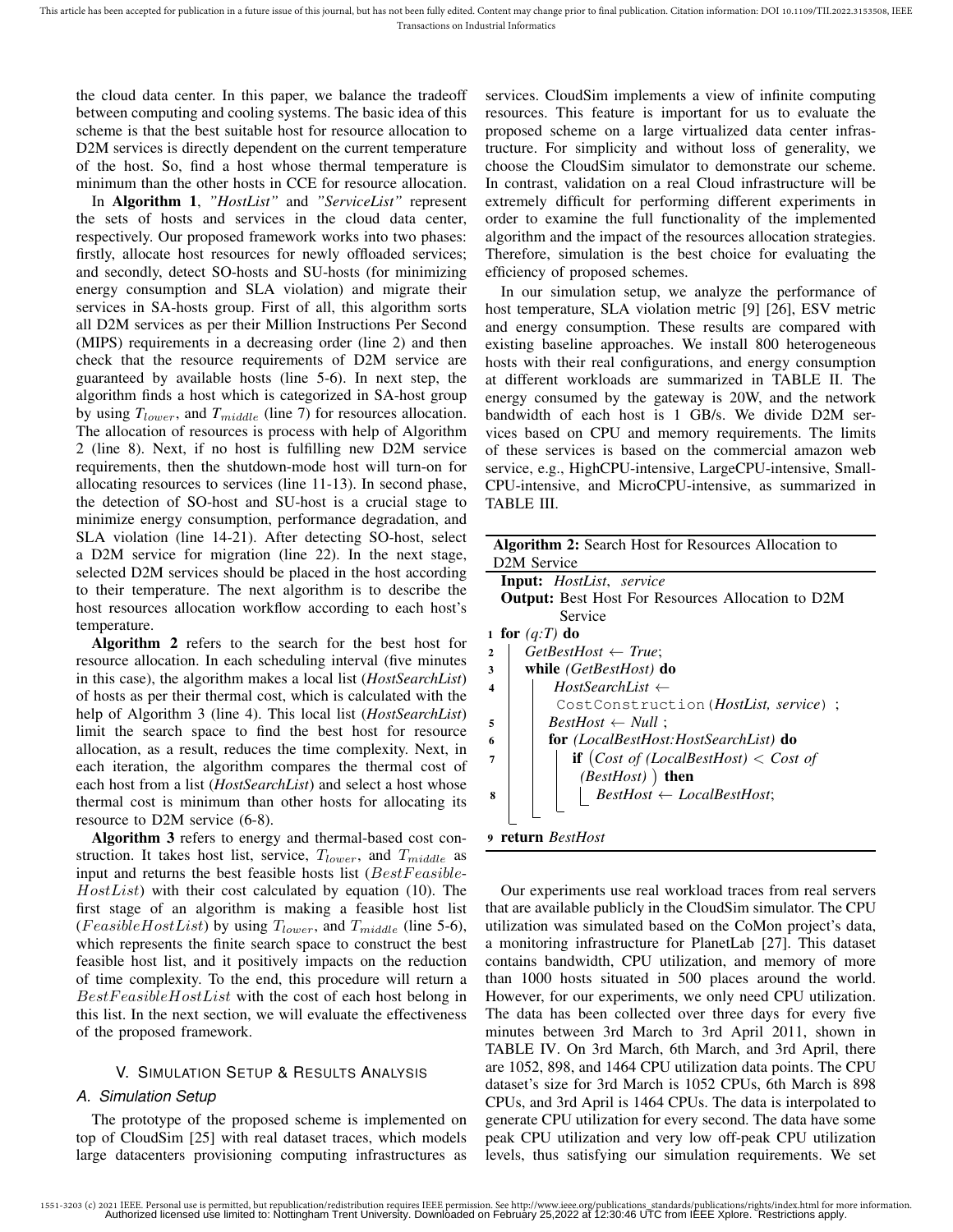the cloud data center. In this paper, we balance the tradeoff between computing and cooling systems. The basic idea of this scheme is that the best suitable host for resource allocation to D2M services is directly dependent on the current temperature of the host. So, find a host whose thermal temperature is minimum than the other hosts in CCE for resource allocation.

In **Algorithm 1**, *"HostList"* and *"ServiceList"* represent the sets of hosts and services in the cloud data center, respectively. Our proposed framework works into two phases: firstly, allocate host resources for newly offloaded services; and secondly, detect SO-hosts and SU-hosts (for minimizing energy consumption and SLA violation) and migrate their services in SA-hosts group. First of all, this algorithm sorts all D2M services as per their Million Instructions Per Second (MIPS) requirements in a decreasing order (line 2) and then check that the resource requirements of D2M service are guaranteed by available hosts (line 5-6). In next step, the algorithm finds a host which is categorized in SA-host group by using $T_{lower}$, and $T_{middle}$ (line 7) for resources allocation. The allocation of resources is process with help of Algorithm 2 (line 8). Next, if no host is fulfilling new D2M service requirements, then the shutdown-mode host will turn-on for allocating resources to services (line 11-13). In second phase, the detection of SO-host and SU-host is a crucial stage to minimize energy consumption, performance degradation, and SLA violation (line 14-21). After detecting SO-host, select a D2M service for migration (line 22). In the next stage, selected D2M services should be placed in the host according to their temperature. The next algorithm is to describe the host resources allocation workflow according to each host's temperature.

**Algorithm 2** refers to the search for the best host for resource allocation. In each scheduling interval (five minutes in this case), the algorithm makes a local list (***HostSearchList***) of hosts as per their thermal cost, which is calculated with the help of Algorithm 3 (line 4). This local list (***HostSearchList***) limit the search space to find the best host for resource allocation, as a result, reduces the time complexity. Next, in each iteration, the algorithm compares the thermal cost of each host from a list (***HostSearchList***) and select a host whose thermal cost is minimum than other hosts for allocating its resource to D2M service (6-8).

**Algorithm 3** refers to energy and thermal-based cost construction. It takes host list, service, $T_{lower}$, and $T_{middle}$ as input and returns the best feasible hosts list ($BestFeasible\text{-}HostList$) with their cost calculated by equation (10). The first stage of an algorithm is making a feasible host list ($FeasibleHostList$) by using $T_{lower}$, and $T_{middle}$ (line 5-6), which represents the finite search space to construct the best feasible host list, and it positively impacts on the reduction of time complexity. To the end, this procedure will return a $BestFeasibleHostList$ with the cost of each host belong in this list. In the next section, we will evaluate the effectiveness of the proposed framework.

## V. Simulation Setup & Results Analysis

### A. Simulation Setup

The prototype of the proposed scheme is implemented on top of CloudSim [25] with real dataset traces, which models large datacenters provisioning computing infrastructures as services. CloudSim implements a view of infinite computing resources. This feature is important for us to evaluate the proposed scheme on a large virtualized data center infrastructure. For simplicity and without loss of generality, we choose the CloudSim simulator to demonstrate our scheme. In contrast, validation on a real Cloud infrastructure will be extremely difficult for performing different experiments in order to examine the full functionality of the implemented algorithm and the impact of the resources allocation strategies. Therefore, simulation is the best choice for evaluating the efficiency of proposed schemes.

In our simulation setup, we analyze the performance of host temperature, SLA violation metric [9] [26], ESV metric and energy consumption. These results are compared with existing baseline approaches. We install 800 heterogeneous hosts with their real configurations, and energy consumption at different workloads are summarized in TABLE II. The energy consumed by the gateway is 20W, and the network bandwidth of each host is 1 GB/s. We divide D2M services based on CPU and memory requirements. The limits of these services is based on the commercial amazon web service, e.g., HighCPU-intensive, LargeCPU-intensive, SmallCPU-intensive, and MicroCPU-intensive, as summarized in TABLE III.

**Algorithm 2:** Search Host for Resources Allocation to D2M Service

**Input:** *HostList*, *service*
**Output:** Best Host For Resources Allocation to D2M Service

```
1 for (q:T) do
2 |   GetBestHost ← True;
3 |   while (GetBestHost) do
4 |   |   HostSearchList ← CostConstruction(HostList, service);
5 |   |   BestHost ← Null;
6 |   |   for (LocalBestHost:HostSearchList) do
7 |   |   |   if (Cost of (LocalBestHost) < Cost of (BestHost)) then
8 |   |   |   |   BestHost ← LocalBestHost;
9 return BestHost
```

Our experiments use real workload traces from real servers that are available publicly in the CloudSim simulator. The CPU utilization was simulated based on the CoMon project's data, a monitoring infrastructure for PlanetLab [27]. This dataset contains bandwidth, CPU utilization, and memory of more than 1000 hosts situated in 500 places around the world. However, for our experiments, we only need CPU utilization. The data has been collected over three days for every five minutes between 3rd March to 3rd April 2011, shown in TABLE IV. On 3rd March, 6th March, and 3rd April, there are 1052, 898, and 1464 CPU utilization data points. The CPU dataset's size for 3rd March is 1052 CPUs, 6th March is 898 CPUs, and 3rd April is 1464 CPUs. The data is interpolated to generate CPU utilization for every second. The data have some peak CPU utilization and very low off-peak CPU utilization levels, thus satisfying our simulation requirements. We set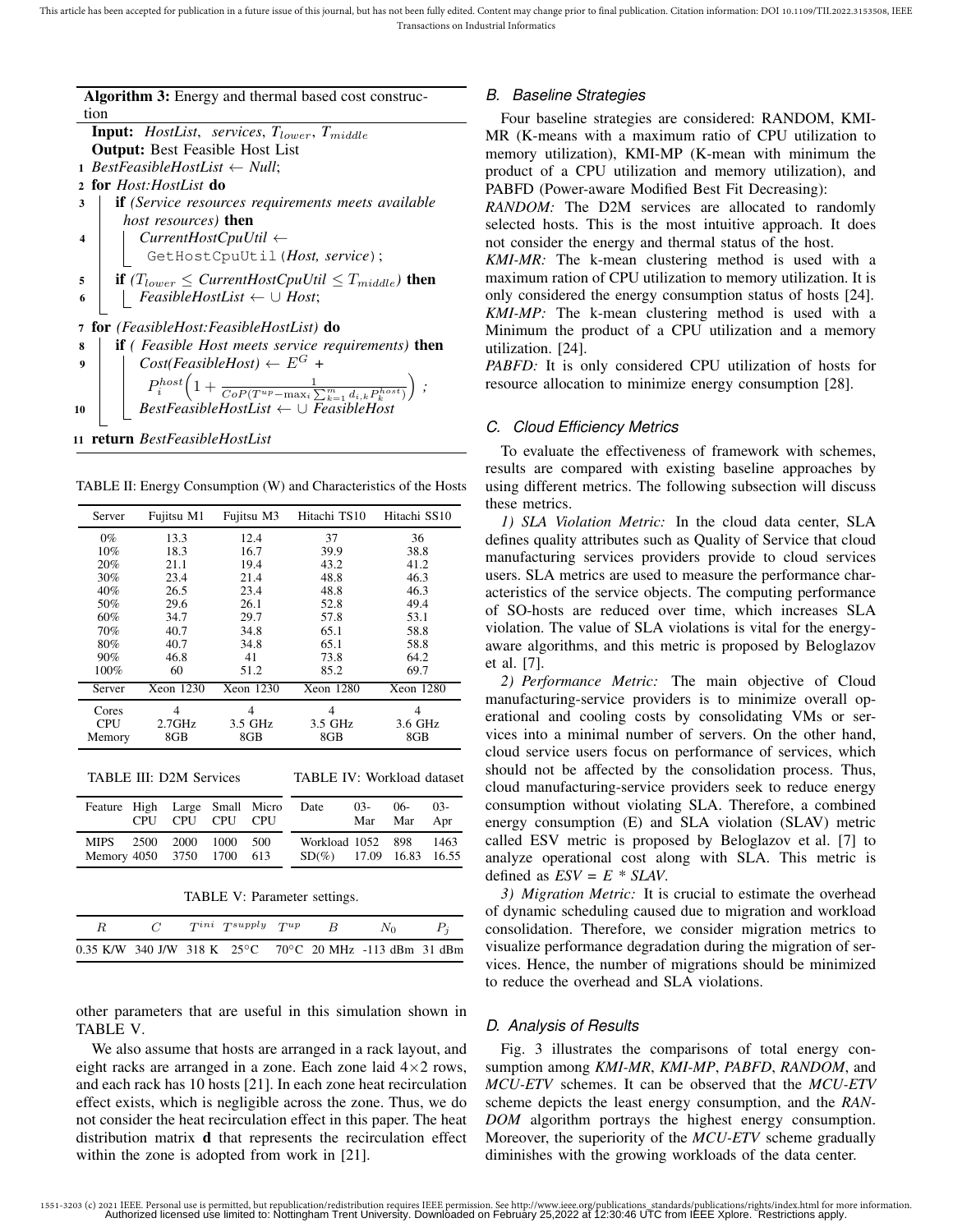**Algorithm 3:** Energy and thermal based cost construction

**Input:** *HostList, services,* $T_{lower}$, $T_{middle}$

**Output:** Best Feasible Host List

```
1  BestFeasibleHostList ← Null;
2  for Host:HostList do
3      if (Service resources requirements meets available host resources) then
4          CurrentHostCpuUtil ← GetHostCpuUtil(Host, service);
5      if (T_lower ≤ CurrentHostCpuUtil ≤ T_middle) then
6          FeasibleHostList ← ∪ Host;
7  for (FeasibleHost:FeasibleHostList) do
8      if ( Feasible Host meets service requirements) then
9          Cost(FeasibleHost) ← E^G + P_i^host (1 + 1 / (CoP(T^up − max_i Σ_{k=1}^m d_{i,k} P_k^host)));
10         BestFeasibleHostList ← ∪ FeasibleHost
11 return BestFeasibleHostList
```

where line 9 is:

$$Cost(FeasibleHost) \leftarrow E^G + P_i^{host}\Big(1 + \frac{1}{CoP(T^{up} - \max_i \sum_{k=1}^{m} d_{i,k}P_k^{host})}\Big);$$

TABLE II: Energy Consumption (W) and Characteristics of the Hosts

| Server | Fujitsu M1 | Fujitsu M3 | Hitachi TS10 | Hitachi SS10 |
|---|---|---|---|---|
| 0% | 13.3 | 12.4 | 37 | 36 |
| 10% | 18.3 | 16.7 | 39.9 | 38.8 |
| 20% | 21.1 | 19.4 | 43.2 | 41.2 |
| 30% | 23.4 | 21.4 | 48.8 | 46.3 |
| 40% | 26.5 | 23.4 | 48.8 | 46.3 |
| 50% | 29.6 | 26.1 | 52.8 | 49.4 |
| 60% | 34.7 | 29.7 | 57.8 | 53.1 |
| 70% | 40.7 | 34.8 | 65.1 | 58.8 |
| 80% | 40.7 | 34.8 | 65.1 | 58.8 |
| 90% | 46.8 | 41 | 73.8 | 64.2 |
| 100% | 60 | 51.2 | 85.2 | 69.7 |
| Server | Xeon 1230 | Xeon 1230 | Xeon 1280 | Xeon 1280 |
| Cores | 4 | 4 | 4 | 4 |
| CPU | 2.7GHz | 3.5 GHz | 3.5 GHz | 3.6 GHz |
| Memory | 8GB | 8GB | 8GB | 8GB |

TABLE III: D2M Services

| Feature | High CPU | Large CPU | Small CPU | Micro CPU |
|---|---|---|---|---|
| MIPS | 2500 | 2000 | 1000 | 500 |
| Memory | 4050 | 3750 | 1700 | 613 |

TABLE IV: Workload dataset

| Date | 03-Mar | 06-Mar | 03-Apr |
|---|---|---|---|
| Workload | 1052 | 898 | 1463 |
| SD(%) | 17.09 | 16.83 | 16.55 |

TABLE V: Parameter settings.

| $R$ | $C$ | $T^{ini}$ | $T^{supply}$ | $T^{up}$ | $B$ | $N_0$ | $P_j$ |
|---|---|---|---|---|---|---|---|
| 0.35 K/W | 340 J/W | 318 K | 25°C | 70°C | 20 MHz | -113 dBm | 31 dBm |

other parameters that are useful in this simulation shown in TABLE V.

We also assume that hosts are arranged in a rack layout, and eight racks are arranged in a zone. Each zone laid 4×2 rows, and each rack has 10 hosts [21]. In each zone heat recirculation effect exists, which is negligible across the zone. Thus, we do not consider the heat recirculation effect in this paper. The heat distribution matrix **d** that represents the recirculation effect within the zone is adopted from work in [21].

### *B. Baseline Strategies*

Four baseline strategies are considered: RANDOM, KMI-MR (K-means with a maximum ratio of CPU utilization to memory utilization), KMI-MP (K-mean with minimum the product of a CPU utilization and memory utilization), and PABFD (Power-aware Modified Best Fit Decreasing):

*RANDOM:* The D2M services are allocated to randomly selected hosts. This is the most intuitive approach. It does not consider the energy and thermal status of the host.

*KMI-MR:* The k-mean clustering method is used with a maximum ration of CPU utilization to memory utilization. It is only considered the energy consumption status of hosts [24].

*KMI-MP:* The k-mean clustering method is used with a Minimum the product of a CPU utilization and a memory utilization. [24].

*PABFD:* It is only considered CPU utilization of hosts for resource allocation to minimize energy consumption [28].

### *C. Cloud Efficiency Metrics*

To evaluate the effectiveness of framework with schemes, results are compared with existing baseline approaches by using different metrics. The following subsection will discuss these metrics.

*1) SLA Violation Metric:* In the cloud data center, SLA defines quality attributes such as Quality of Service that cloud manufacturing services providers provide to cloud services users. SLA metrics are used to measure the performance characteristics of the service objects. The computing performance of SO-hosts are reduced over time, which increases SLA violation. The value of SLA violations is vital for the energy-aware algorithms, and this metric is proposed by Beloglazov et al. [7].

*2) Performance Metric:* The main objective of Cloud manufacturing-service providers is to minimize overall operational and cooling costs by consolidating VMs or services into a minimal number of servers. On the other hand, cloud service users focus on performance of services, which should not be affected by the consolidation process. Thus, cloud manufacturing-service providers seek to reduce energy consumption without violating SLA. Therefore, a combined energy consumption (E) and SLA violation (SLAV) metric called ESV metric is proposed by Beloglazov et al. [7] to analyze operational cost along with SLA. This metric is defined as *ESV = E * SLAV*.

*3) Migration Metric:* It is crucial to estimate the overhead of dynamic scheduling caused due to migration and workload consolidation. Therefore, we consider migration metrics to visualize performance degradation during the migration of services. Hence, the number of migrations should be minimized to reduce the overhead and SLA violations.

### *D. Analysis of Results*

Fig. 3 illustrates the comparisons of total energy consumption among *KMI-MR*, *KMI-MP*, *PABFD*, *RANDOM*, and *MCU-ETV* schemes. It can be observed that the *MCU-ETV* scheme depicts the least energy consumption, and the *RANDOM* algorithm portrays the highest energy consumption. Moreover, the superiority of the *MCU-ETV* scheme gradually diminishes with the growing workloads of the data center.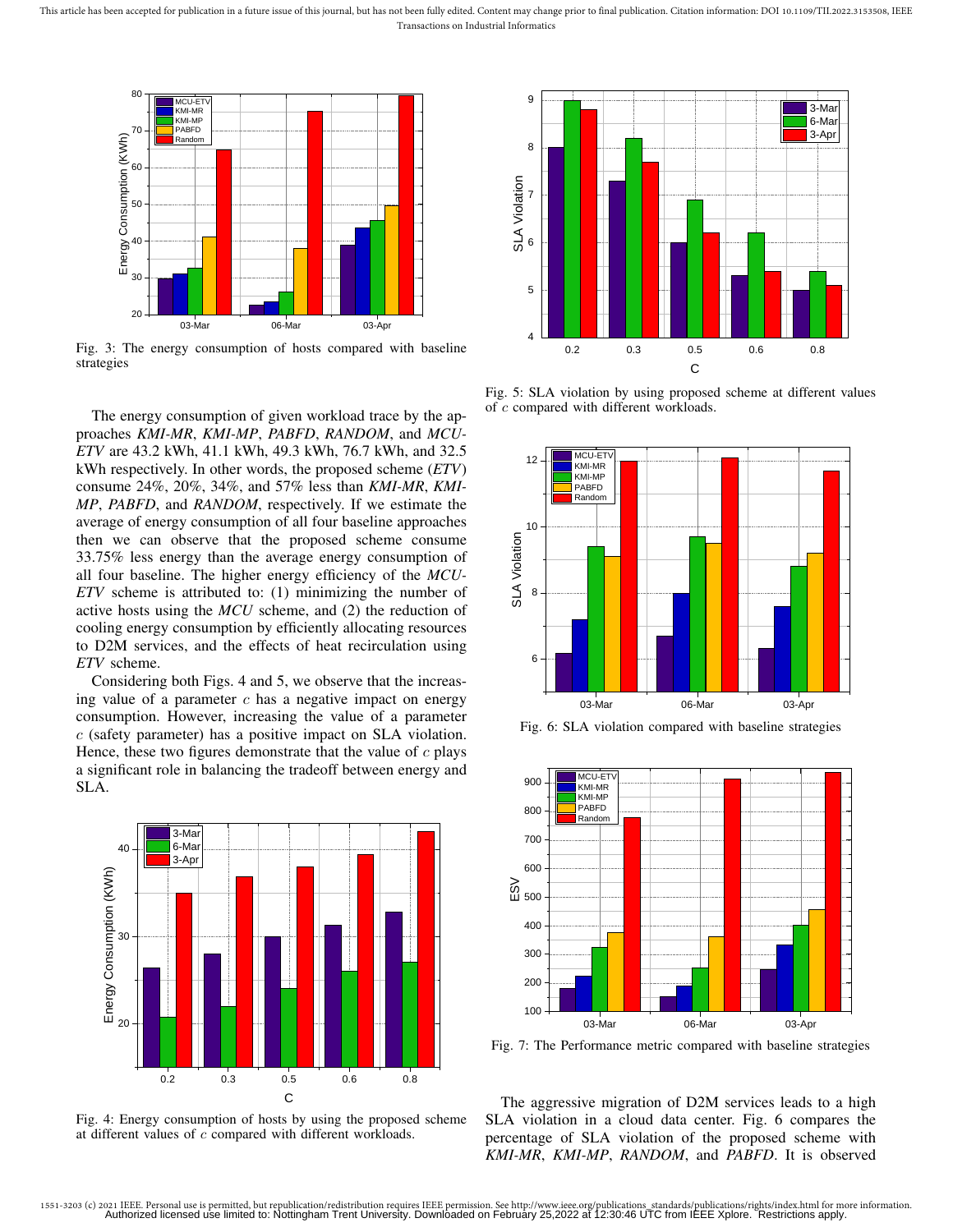Fig. 3: The energy consumption of hosts compared with baseline strategies

The energy consumption of given workload trace by the approaches *KMI-MR*, *KMI-MP*, *PABFD*, *RANDOM*, and *MCU-ETV* are 43.2 kWh, 41.1 kWh, 49.3 kWh, 76.7 kWh, and 32.5 kWh respectively. In other words, the proposed scheme (*ETV*) consume 24%, 20%, 34%, and 57% less than *KMI-MR*, *KMI-MP*, *PABFD*, and *RANDOM*, respectively. If we estimate the average of energy consumption of all four baseline approaches then we can observe that the proposed scheme consume 33.75% less energy than the average energy consumption of all four baseline. The higher energy efficiency of the *MCU-ETV* scheme is attributed to: (1) minimizing the number of active hosts using the *MCU* scheme, and (2) the reduction of cooling energy consumption by efficiently allocating resources to D2M services, and the effects of heat recirculation using *ETV* scheme.

Considering both Figs. 4 and 5, we observe that the increasing value of a parameter $c$ has a negative impact on energy consumption. However, increasing the value of a parameter $c$ (safety parameter) has a positive impact on SLA violation. Hence, these two figures demonstrate that the value of $c$ plays a significant role in balancing the tradeoff between energy and SLA.

Fig. 4: Energy consumption of hosts by using the proposed scheme at different values of $c$ compared with different workloads.

Fig. 5: SLA violation by using proposed scheme at different values of $c$ compared with different workloads.

Fig. 6: SLA violation compared with baseline strategies

Fig. 7: The Performance metric compared with baseline strategies

The aggressive migration of D2M services leads to a high SLA violation in a cloud data center. Fig. 6 compares the percentage of SLA violation of the proposed scheme with *KMI-MR*, *KMI-MP*, *RANDOM*, and *PABFD*. It is observed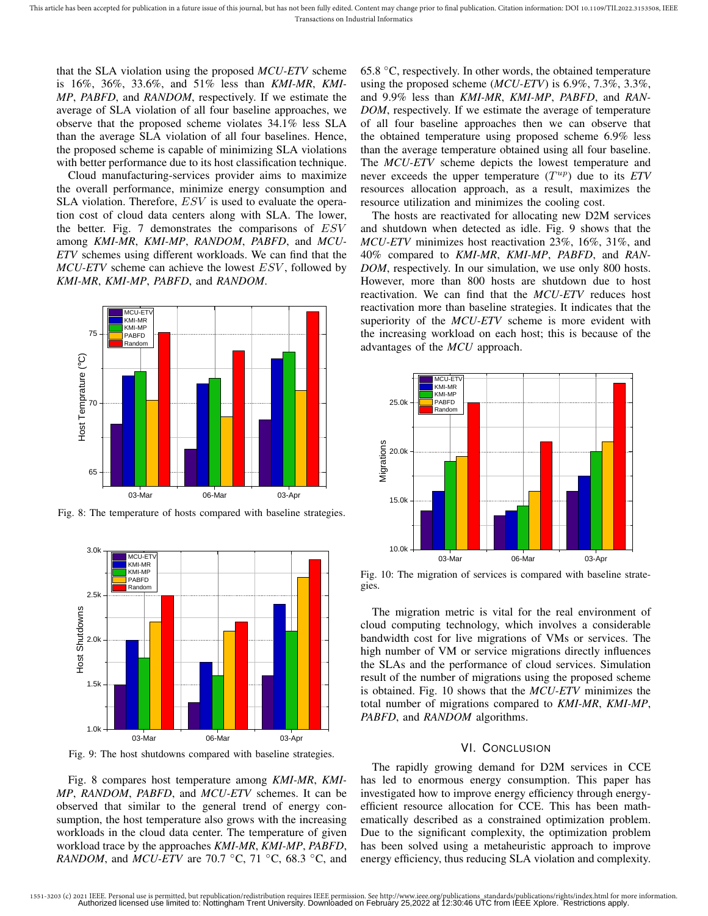that the SLA violation using the proposed *MCU-ETV* scheme is 16%, 36%, 33.6%, and 51% less than *KMI-MR*, *KMI-MP*, *PABFD*, and *RANDOM*, respectively. If we estimate the average of SLA violation of all four baseline approaches, we observe that the proposed scheme violates 34.1% less SLA than the average SLA violation of all four baselines. Hence, the proposed scheme is capable of minimizing SLA violations with better performance due to its host classification technique.

Cloud manufacturing-services provider aims to maximize the overall performance, minimize energy consumption and SLA violation. Therefore, $ESV$ is used to evaluate the operation cost of cloud data centers along with SLA. The lower, the better. Fig. 7 demonstrates the comparisons of $ESV$ among *KMI-MR*, *KMI-MP*, *RANDOM*, *PABFD*, and *MCU-ETV* schemes using different workloads. We can find that the *MCU-ETV* scheme can achieve the lowest $ESV$, followed by *KMI-MR*, *KMI-MP*, *PABFD*, and *RANDOM*.

Fig. 8: The temperature of hosts compared with baseline strategies.

Fig. 9: The host shutdowns compared with baseline strategies.

Fig. 8 compares host temperature among *KMI-MR*, *KMI-MP*, *RANDOM*, *PABFD*, and *MCU-ETV* schemes. It can be observed that similar to the general trend of energy consumption, the host temperature also grows with the increasing workloads in the cloud data center. The temperature of given workload trace by the approaches *KMI-MR*, *KMI-MP*, *PABFD*, *RANDOM*, and *MCU-ETV* are 70.7 °C, 71 °C, 68.3 °C, and 65.8 °C, respectively. In other words, the obtained temperature using the proposed scheme (*MCU-ETV*) is 6.9%, 7.3%, 3.3%, and 9.9% less than *KMI-MR*, *KMI-MP*, *PABFD*, and *RANDOM*, respectively. If we estimate the average of temperature of all four baseline approaches then we can observe that the obtained temperature using proposed scheme 6.9% less than the average temperature obtained using all four baseline. The *MCU-ETV* scheme depicts the lowest temperature and never exceeds the upper temperature ($T^{up}$) due to its *ETV* resources allocation approach, as a result, maximizes the resource utilization and minimizes the cooling cost.

The hosts are reactivated for allocating new D2M services and shutdown when detected as idle. Fig. 9 shows that the *MCU-ETV* minimizes host reactivation 23%, 16%, 31%, and 40% compared to *KMI-MR*, *KMI-MP*, *PABFD*, and *RANDOM*, respectively. In our simulation, we use only 800 hosts. However, more than 800 hosts are shutdown due to host reactivation. We can find that the *MCU-ETV* reduces host reactivation more than baseline strategies. It indicates that the superiority of the *MCU-ETV* scheme is more evident with the increasing workload on each host; this is because of the advantages of the *MCU* approach.

Fig. 10: The migration of services is compared with baseline strategies.

The migration metric is vital for the real environment of cloud computing technology, which involves a considerable bandwidth cost for live migrations of VMs or services. The high number of VM or service migrations directly influences the SLAs and the performance of cloud services. Simulation result of the number of migrations using the proposed scheme is obtained. Fig. 10 shows that the *MCU-ETV* minimizes the total number of migrations compared to *KMI-MR*, *KMI-MP*, *PABFD*, and *RANDOM* algorithms.

## VI. Conclusion

The rapidly growing demand for D2M services in CCE has led to enormous energy consumption. This paper has investigated how to improve energy efficiency through energy-efficient resource allocation for CCE. This has been mathematically described as a constrained optimization problem. Due to the significant complexity, the optimization problem has been solved using a metaheuristic approach to improve energy efficiency, thus reducing SLA violation and complexity.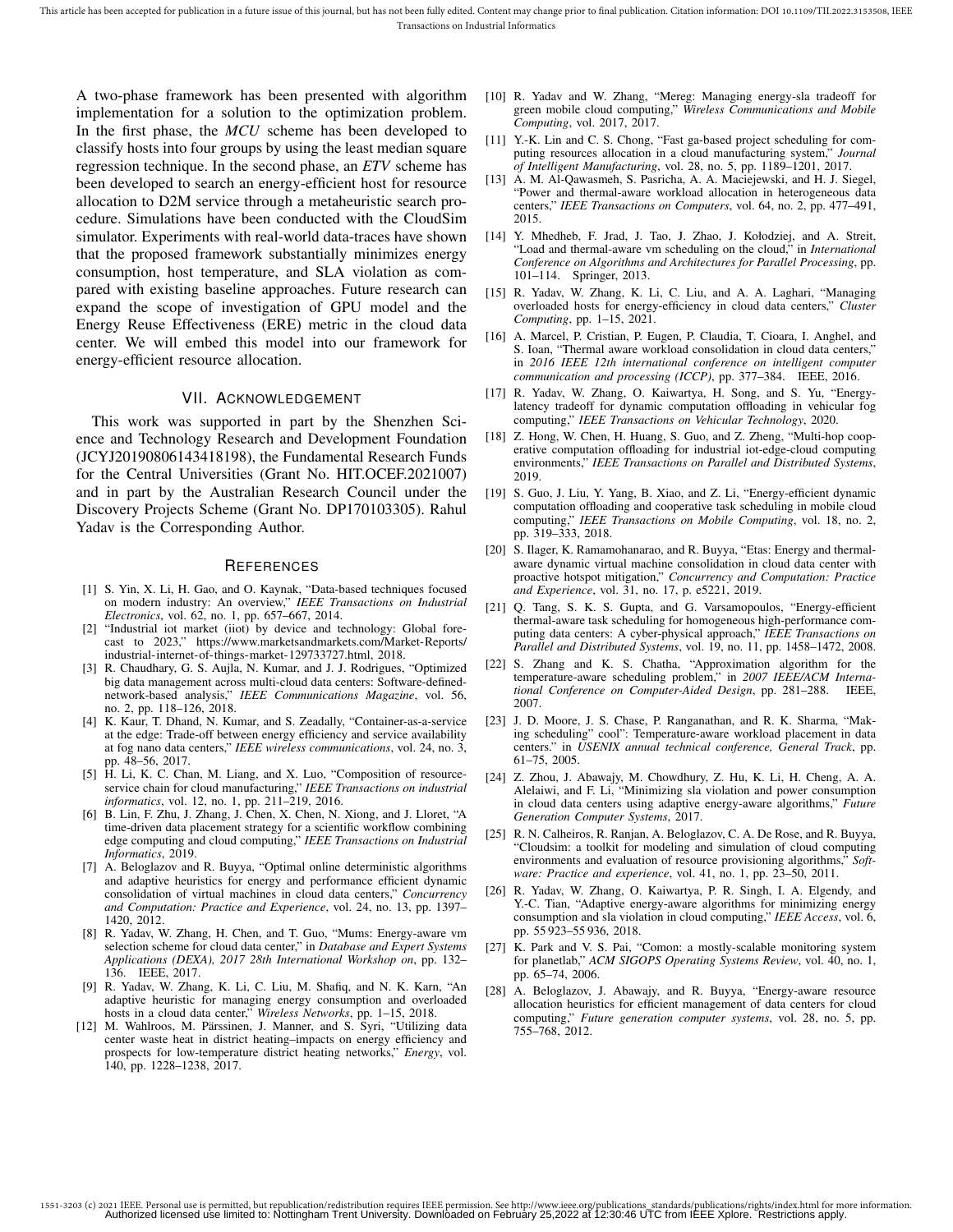A two-phase framework has been presented with algorithm implementation for a solution to the optimization problem. In the first phase, the *MCU* scheme has been developed to classify hosts into four groups by using the least median square regression technique. In the second phase, an *ETV* scheme has been developed to search an energy-efficient host for resource allocation to D2M service through a metaheuristic search procedure. Simulations have been conducted with the CloudSim simulator. Experiments with real-world data-traces have shown that the proposed framework substantially minimizes energy consumption, host temperature, and SLA violation as compared with existing baseline approaches. Future research can expand the scope of investigation of GPU model and the Energy Reuse Effectiveness (ERE) metric in the cloud data center. We will embed this model into our framework for energy-efficient resource allocation.

## VII. Acknowledgement

This work was supported in part by the Shenzhen Science and Technology Research and Development Foundation (JCYJ20190806143418198), the Fundamental Research Funds for the Central Universities (Grant No. HIT.OCEF.2021007) and in part by the Australian Research Council under the Discovery Projects Scheme (Grant No. DP170103305). Rahul Yadav is the Corresponding Author.

## References

[1] S. Yin, X. Li, H. Gao, and O. Kaynak, "Data-based techniques focused on modern industry: An overview," *IEEE Transactions on Industrial Electronics*, vol. 62, no. 1, pp. 657–667, 2014.

[2] "Industrial iot market (iiot) by device and technology: Global forecast to 2023," https://www.marketsandmarkets.com/Market-Reports/industrial-internet-of-things-market-129733727.html, 2018.

[3] R. Chaudhary, G. S. Aujla, N. Kumar, and J. J. Rodrigues, "Optimized big data management across multi-cloud data centers: Software-defined-network-based analysis," *IEEE Communications Magazine*, vol. 56, no. 2, pp. 118–126, 2018.

[4] K. Kaur, T. Dhand, N. Kumar, and S. Zeadally, "Container-as-a-service at the edge: Trade-off between energy efficiency and service availability at fog nano data centers," *IEEE wireless communications*, vol. 24, no. 3, pp. 48–56, 2017.

[5] H. Li, K. C. Chan, M. Liang, and X. Luo, "Composition of resource-service chain for cloud manufacturing," *IEEE Transactions on industrial informatics*, vol. 12, no. 1, pp. 211–219, 2016.

[6] B. Lin, F. Zhu, J. Zhang, J. Chen, X. Chen, N. Xiong, and J. Lloret, "A time-driven data placement strategy for a scientific workflow combining edge computing and cloud computing," *IEEE Transactions on Industrial Informatics*, 2019.

[7] A. Beloglazov and R. Buyya, "Optimal online deterministic algorithms and adaptive heuristics for energy and performance efficient dynamic consolidation of virtual machines in cloud data centers," *Concurrency and Computation: Practice and Experience*, vol. 24, no. 13, pp. 1397–1420, 2012.

[8] R. Yadav, W. Zhang, H. Chen, and T. Guo, "Mums: Energy-aware vm selection scheme for cloud data center," in *Database and Expert Systems Applications (DEXA), 2017 28th International Workshop on*, pp. 132–136. IEEE, 2017.

[9] R. Yadav, W. Zhang, K. Li, C. Liu, M. Shafiq, and N. K. Karn, "An adaptive heuristic for managing energy consumption and overloaded hosts in a cloud data center," *Wireless Networks*, pp. 1–15, 2018.

[12] M. Wahlroos, M. Pärssinen, J. Manner, and S. Syri, "Utilizing data center waste heat in district heating–impacts on energy efficiency and prospects for low-temperature district heating networks," *Energy*, vol. 140, pp. 1228–1238, 2017.

[10] R. Yadav and W. Zhang, "Mereg: Managing energy-sla tradeoff for green mobile cloud computing," *Wireless Communications and Mobile Computing*, vol. 2017, 2017.

[11] Y.-K. Lin and C. S. Chong, "Fast ga-based project scheduling for computing resources allocation in a cloud manufacturing system," *Journal of Intelligent Manufacturing*, vol. 28, no. 5, pp. 1189–1201, 2017.

[13] A. M. Al-Qawasmeh, S. Pasricha, A. A. Maciejewski, and H. J. Siegel, "Power and thermal-aware workload allocation in heterogeneous data centers," *IEEE Transactions on Computers*, vol. 64, no. 2, pp. 477–491, 2015.

[14] Y. Mhedheb, F. Jrad, J. Tao, J. Zhao, J. Kołodziej, and A. Streit, "Load and thermal-aware vm scheduling on the cloud," in *International Conference on Algorithms and Architectures for Parallel Processing*, pp. 101–114. Springer, 2013.

[15] R. Yadav, W. Zhang, K. Li, C. Liu, and A. A. Laghari, "Managing overloaded hosts for energy-efficiency in cloud data centers," *Cluster Computing*, pp. 1–15, 2021.

[16] A. Marcel, P. Cristian, P. Eugen, P. Claudia, T. Cioara, I. Anghel, and S. Ioan, "Thermal aware workload consolidation in cloud data centers," in *2016 IEEE 12th international conference on intelligent computer communication and processing (ICCP)*, pp. 377–384. IEEE, 2016.

[17] R. Yadav, W. Zhang, O. Kaiwartya, H. Song, and S. Yu, "Energy-latency tradeoff for dynamic computation offloading in vehicular fog computing," *IEEE Transactions on Vehicular Technology*, 2020.

[18] Z. Hong, W. Chen, H. Huang, S. Guo, and Z. Zheng, "Multi-hop cooperative computation offloading for industrial iot-edge-cloud computing environments," *IEEE Transactions on Parallel and Distributed Systems*, 2019.

[19] S. Guo, J. Liu, Y. Yang, B. Xiao, and Z. Li, "Energy-efficient dynamic computation offloading and cooperative task scheduling in mobile cloud computing," *IEEE Transactions on Mobile Computing*, vol. 18, no. 2, pp. 319–333, 2018.

[20] S. Ilager, K. Ramamohanarao, and R. Buyya, "Etas: Energy and thermal-aware dynamic virtual machine consolidation in cloud data center with proactive hotspot mitigation," *Concurrency and Computation: Practice and Experience*, vol. 31, no. 17, p. e5221, 2019.

[21] Q. Tang, S. K. S. Gupta, and G. Varsamopoulos, "Energy-efficient thermal-aware task scheduling for homogeneous high-performance computing data centers: A cyber-physical approach," *IEEE Transactions on Parallel and Distributed Systems*, vol. 19, no. 11, pp. 1458–1472, 2008.

[22] S. Zhang and K. S. Chatha, "Approximation algorithm for the temperature-aware scheduling problem," in *2007 IEEE/ACM International Conference on Computer-Aided Design*, pp. 281–288. IEEE, 2007.

[23] J. D. Moore, J. S. Chase, P. Ranganathan, and R. K. Sharma, "Making scheduling" cool": Temperature-aware workload placement in data centers." in *USENIX annual technical conference, General Track*, pp. 61–75, 2005.

[24] Z. Zhou, J. Abawajy, M. Chowdhury, Z. Hu, K. Li, H. Cheng, A. A. Alelaiwi, and F. Li, "Minimizing sla violation and power consumption in cloud data centers using adaptive energy-aware algorithms," *Future Generation Computer Systems*, 2017.

[25] R. N. Calheiros, R. Ranjan, A. Beloglazov, C. A. De Rose, and R. Buyya, "Cloudsim: a toolkit for modeling and simulation of cloud computing environments and evaluation of resource provisioning algorithms," *Software: Practice and experience*, vol. 41, no. 1, pp. 23–50, 2011.

[26] R. Yadav, W. Zhang, O. Kaiwartya, P. R. Singh, I. A. Elgendy, and Y.-C. Tian, "Adaptive energy-aware algorithms for minimizing energy consumption and sla violation in cloud computing," *IEEE Access*, vol. 6, pp. 55 923–55 936, 2018.

[27] K. Park and V. S. Pai, "Comon: a mostly-scalable monitoring system for planetlab," *ACM SIGOPS Operating Systems Review*, vol. 40, no. 1, pp. 65–74, 2006.

[28] A. Beloglazov, J. Abawajy, and R. Buyya, "Energy-aware resource allocation heuristics for efficient management of data centers for cloud computing," *Future generation computer systems*, vol. 28, no. 5, pp. 755–768, 2012.